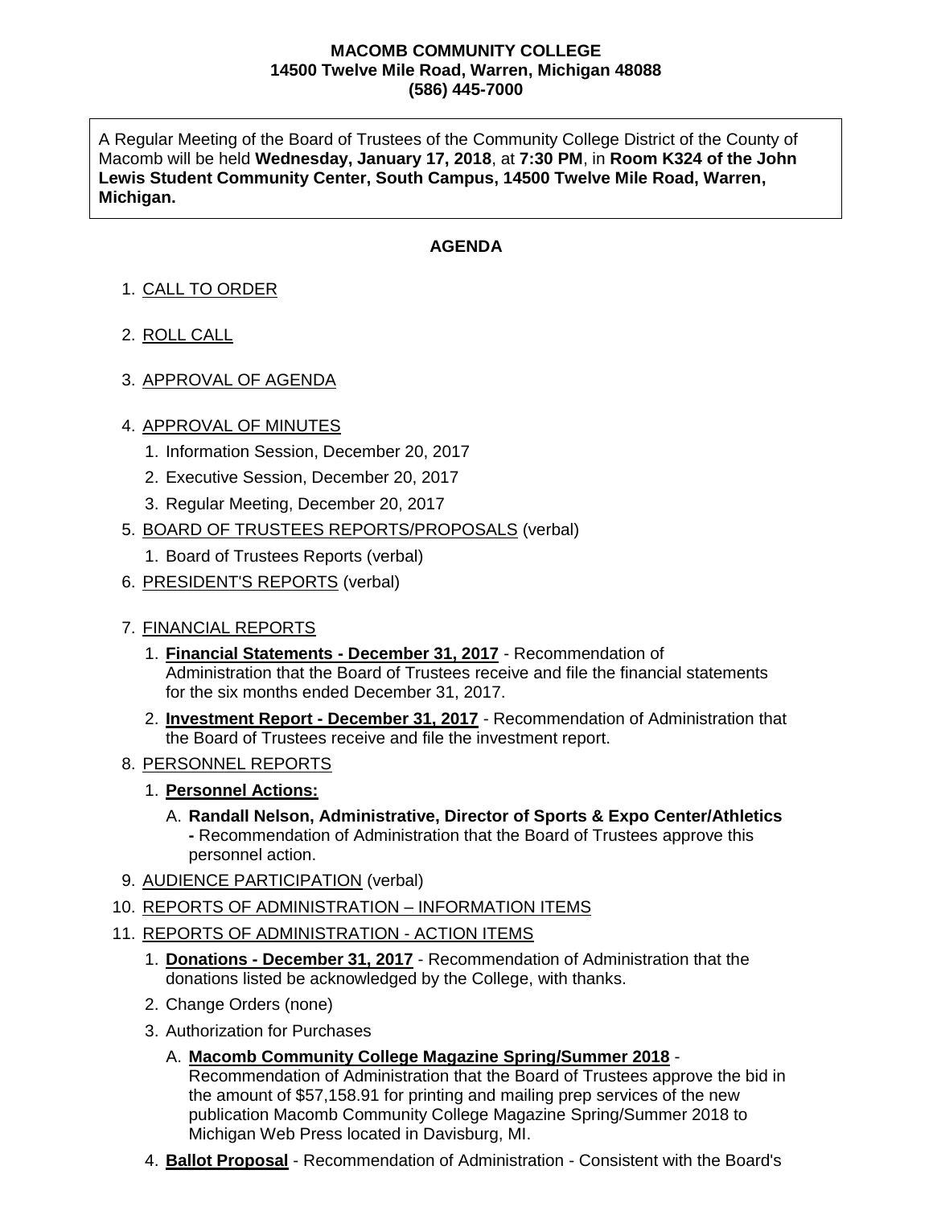**MACOMB COMMUNITY COLLEGE**
**14500 Twelve Mile Road, Warren, Michigan 48088**
**(586) 445-7000**

A Regular Meeting of the Board of Trustees of the Community College District of the County of Macomb will be held **Wednesday, January 17, 2018**, at **7:30 PM**, in **Room K324 of the John Lewis Student Community Center, South Campus, 14500 Twelve Mile Road, Warren, Michigan.**

## AGENDA

1. CALL TO ORDER
2. ROLL CALL
3. APPROVAL OF AGENDA
4. APPROVAL OF MINUTES
    1. Information Session, December 20, 2017
    2. Executive Session, December 20, 2017
    3. Regular Meeting, December 20, 2017
5. BOARD OF TRUSTEES REPORTS/PROPOSALS (verbal)
    1. Board of Trustees Reports (verbal)
6. PRESIDENT'S REPORTS (verbal)
7. FINANCIAL REPORTS
    1. **Financial Statements - December 31, 2017** - Recommendation of Administration that the Board of Trustees receive and file the financial statements for the six months ended December 31, 2017.
    2. **Investment Report - December 31, 2017** - Recommendation of Administration that the Board of Trustees receive and file the investment report.
8. PERSONNEL REPORTS
    1. **Personnel Actions:**
        - A. **Randall Nelson, Administrative, Director of Sports & Expo Center/Athletics -** Recommendation of Administration that the Board of Trustees approve this personnel action.
9. AUDIENCE PARTICIPATION (verbal)
10. REPORTS OF ADMINISTRATION – INFORMATION ITEMS
11. REPORTS OF ADMINISTRATION - ACTION ITEMS
    1. **Donations - December 31, 2017** - Recommendation of Administration that the donations listed be acknowledged by the College, with thanks.
    2. Change Orders (none)
    3. Authorization for Purchases
        - A. **Macomb Community College Magazine Spring/Summer 2018** - Recommendation of Administration that the Board of Trustees approve the bid in the amount of $57,158.91 for printing and mailing prep services of the new publication Macomb Community College Magazine Spring/Summer 2018 to Michigan Web Press located in Davisburg, MI.
    4. **Ballot Proposal** - Recommendation of Administration - Consistent with the Board's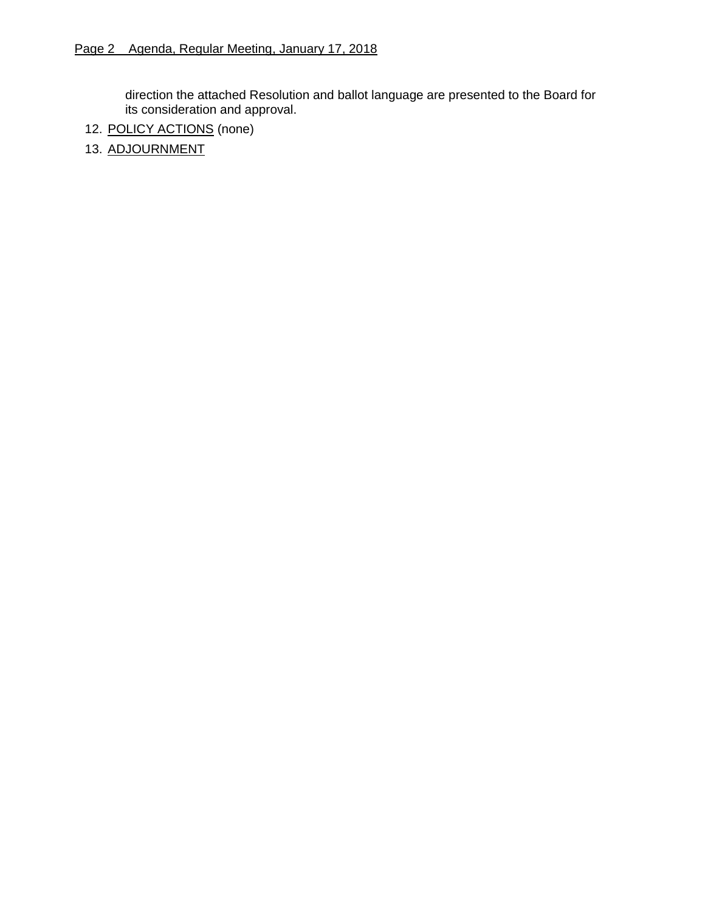direction the attached Resolution and ballot language are presented to the Board for its consideration and approval.

12. POLICY ACTIONS (none)
13. ADJOURNMENT